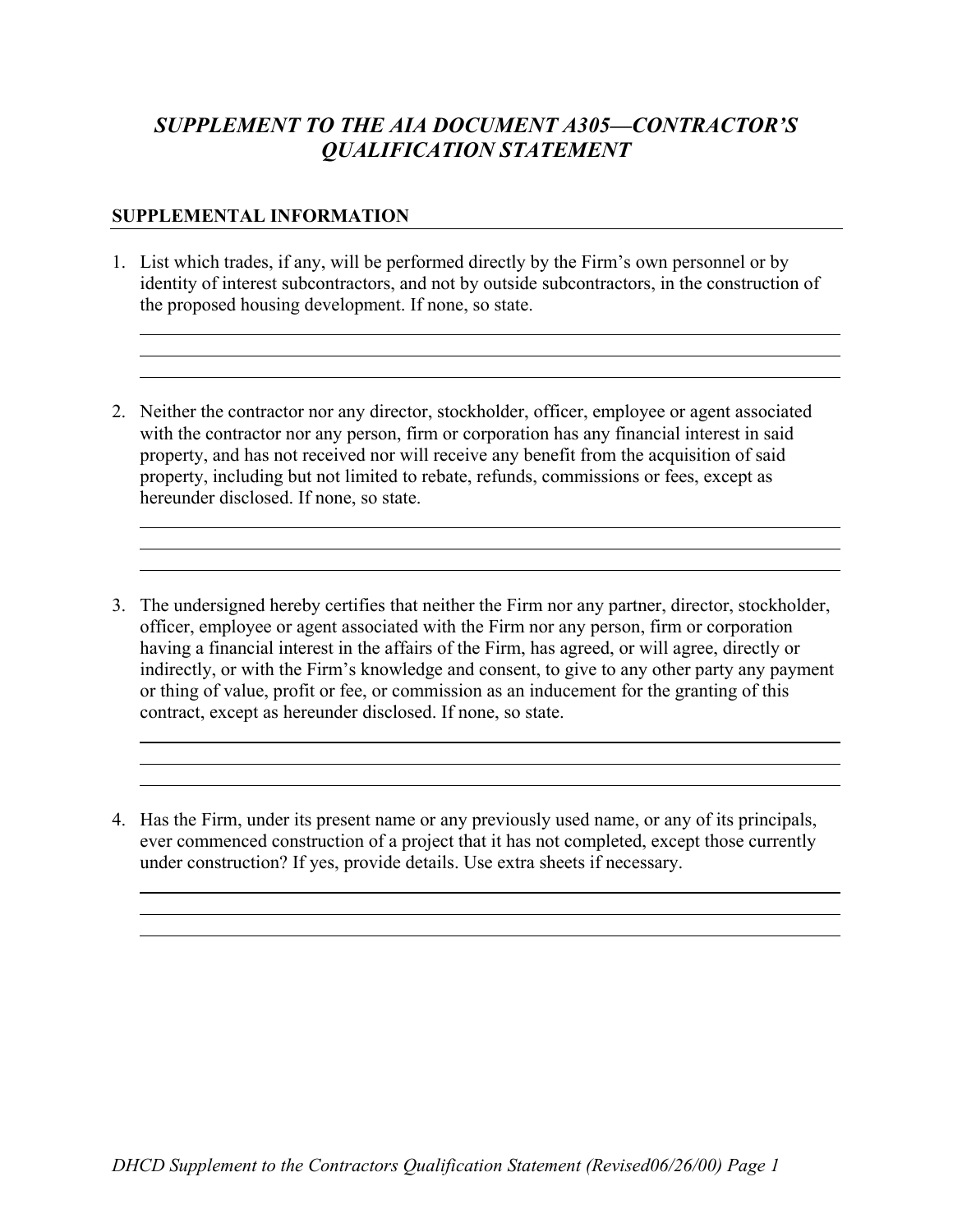# *SUPPLEMENT TO THE AIA DOCUMENT A305—CONTRACTOR'S QUALIFICATION STATEMENT*

## SUPPLEMENTAL INFORMATION

1. List which trades, if any, will be performed directly by the Firm's own personnel or by identity of interest subcontractors, and not by outside subcontractors, in the construction of the proposed housing development. If none, so state.

   ______________________________________________________________________
   ______________________________________________________________________
   ______________________________________________________________________

2. Neither the contractor nor any director, stockholder, officer, employee or agent associated with the contractor nor any person, firm or corporation has any financial interest in said property, and has not received nor will receive any benefit from the acquisition of said property, including but not limited to rebate, refunds, commissions or fees, except as hereunder disclosed. If none, so state.

   ______________________________________________________________________
   ______________________________________________________________________
   ______________________________________________________________________

3. The undersigned hereby certifies that neither the Firm nor any partner, director, stockholder, officer, employee or agent associated with the Firm nor any person, firm or corporation having a financial interest in the affairs of the Firm, has agreed, or will agree, directly or indirectly, or with the Firm's knowledge and consent, to give to any other party any payment or thing of value, profit or fee, or commission as an inducement for the granting of this contract, except as hereunder disclosed. If none, so state.

   ______________________________________________________________________
   ______________________________________________________________________
   ______________________________________________________________________

4. Has the Firm, under its present name or any previously used name, or any of its principals, ever commenced construction of a project that it has not completed, except those currently under construction? If yes, provide details. Use extra sheets if necessary.

   ______________________________________________________________________
   ______________________________________________________________________
   ______________________________________________________________________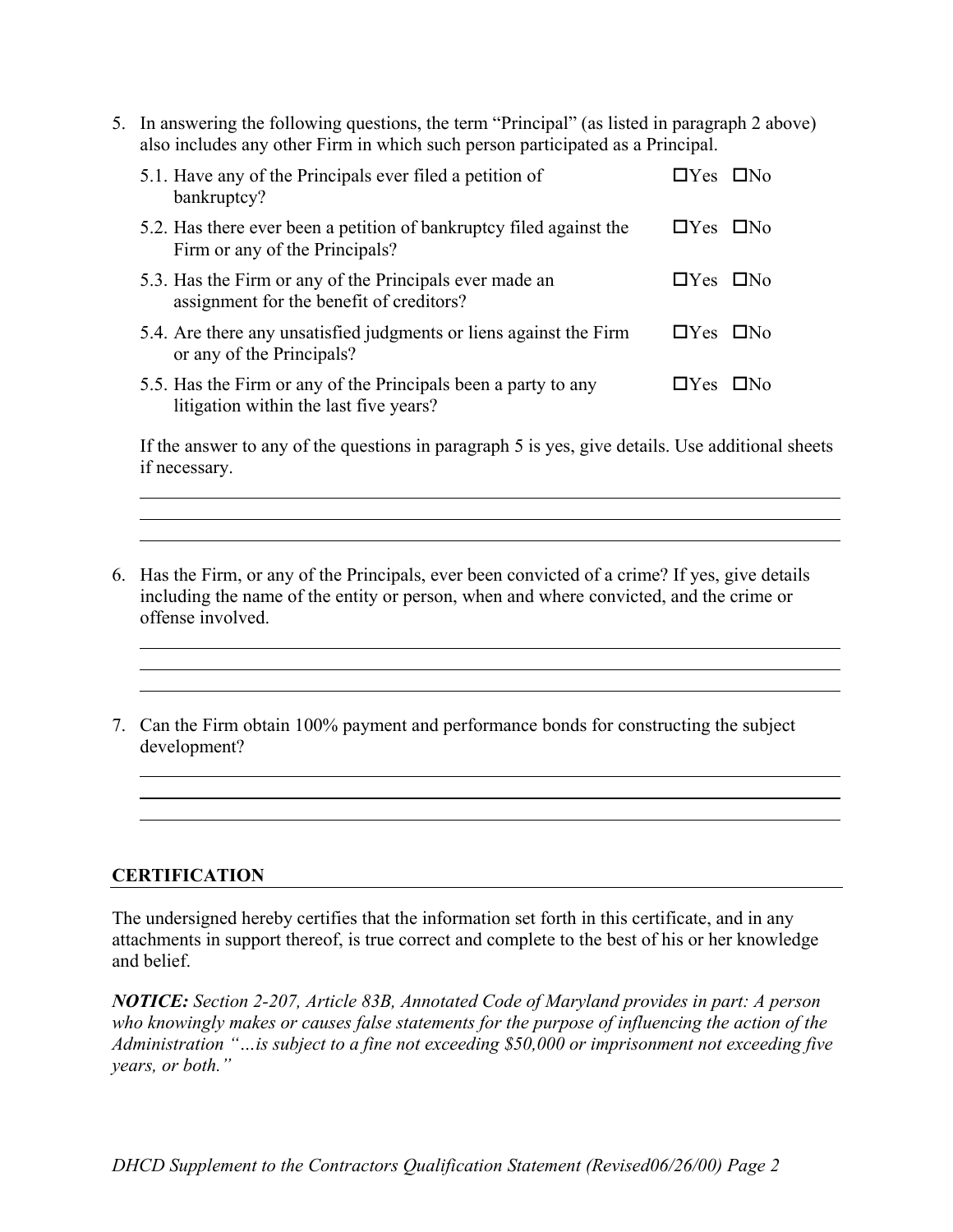5. In answering the following questions, the term "Principal" (as listed in paragraph 2 above) also includes any other Firm in which such person participated as a Principal.

   5.1. Have any of the Principals ever filed a petition of bankruptcy? ☐Yes ☐No

   5.2. Has there ever been a petition of bankruptcy filed against the Firm or any of the Principals? ☐Yes ☐No

   5.3. Has the Firm or any of the Principals ever made an assignment for the benefit of creditors? ☐Yes ☐No

   5.4. Are there any unsatisfied judgments or liens against the Firm or any of the Principals? ☐Yes ☐No

   5.5. Has the Firm or any of the Principals been a party to any litigation within the last five years? ☐Yes ☐No

   If the answer to any of the questions in paragraph 5 is yes, give details. Use additional sheets if necessary.

   \_\_\_\_\_\_\_\_\_\_\_\_\_\_\_\_\_\_\_\_\_\_\_\_\_\_\_\_\_\_\_\_\_\_\_\_\_\_\_\_\_\_\_\_\_\_\_\_\_\_\_\_\_\_\_\_\_\_\_\_\_\_\_\_\_\_\_\_\_\_\_\_\_\_\_\_

   \_\_\_\_\_\_\_\_\_\_\_\_\_\_\_\_\_\_\_\_\_\_\_\_\_\_\_\_\_\_\_\_\_\_\_\_\_\_\_\_\_\_\_\_\_\_\_\_\_\_\_\_\_\_\_\_\_\_\_\_\_\_\_\_\_\_\_\_\_\_\_\_\_\_\_\_

   \_\_\_\_\_\_\_\_\_\_\_\_\_\_\_\_\_\_\_\_\_\_\_\_\_\_\_\_\_\_\_\_\_\_\_\_\_\_\_\_\_\_\_\_\_\_\_\_\_\_\_\_\_\_\_\_\_\_\_\_\_\_\_\_\_\_\_\_\_\_\_\_\_\_\_\_

6. Has the Firm, or any of the Principals, ever been convicted of a crime? If yes, give details including the name of the entity or person, when and where convicted, and the crime or offense involved.

   \_\_\_\_\_\_\_\_\_\_\_\_\_\_\_\_\_\_\_\_\_\_\_\_\_\_\_\_\_\_\_\_\_\_\_\_\_\_\_\_\_\_\_\_\_\_\_\_\_\_\_\_\_\_\_\_\_\_\_\_\_\_\_\_\_\_\_\_\_\_\_\_\_\_\_\_

   \_\_\_\_\_\_\_\_\_\_\_\_\_\_\_\_\_\_\_\_\_\_\_\_\_\_\_\_\_\_\_\_\_\_\_\_\_\_\_\_\_\_\_\_\_\_\_\_\_\_\_\_\_\_\_\_\_\_\_\_\_\_\_\_\_\_\_\_\_\_\_\_\_\_\_\_

   \_\_\_\_\_\_\_\_\_\_\_\_\_\_\_\_\_\_\_\_\_\_\_\_\_\_\_\_\_\_\_\_\_\_\_\_\_\_\_\_\_\_\_\_\_\_\_\_\_\_\_\_\_\_\_\_\_\_\_\_\_\_\_\_\_\_\_\_\_\_\_\_\_\_\_\_

7. Can the Firm obtain 100% payment and performance bonds for constructing the subject development?

   \_\_\_\_\_\_\_\_\_\_\_\_\_\_\_\_\_\_\_\_\_\_\_\_\_\_\_\_\_\_\_\_\_\_\_\_\_\_\_\_\_\_\_\_\_\_\_\_\_\_\_\_\_\_\_\_\_\_\_\_\_\_\_\_\_\_\_\_\_\_\_\_\_\_\_\_

   \_\_\_\_\_\_\_\_\_\_\_\_\_\_\_\_\_\_\_\_\_\_\_\_\_\_\_\_\_\_\_\_\_\_\_\_\_\_\_\_\_\_\_\_\_\_\_\_\_\_\_\_\_\_\_\_\_\_\_\_\_\_\_\_\_\_\_\_\_\_\_\_\_\_\_\_

   \_\_\_\_\_\_\_\_\_\_\_\_\_\_\_\_\_\_\_\_\_\_\_\_\_\_\_\_\_\_\_\_\_\_\_\_\_\_\_\_\_\_\_\_\_\_\_\_\_\_\_\_\_\_\_\_\_\_\_\_\_\_\_\_\_\_\_\_\_\_\_\_\_\_\_\_

## CERTIFICATION

The undersigned hereby certifies that the information set forth in this certificate, and in any attachments in support thereof, is true correct and complete to the best of his or her knowledge and belief.

***NOTICE:*** *Section 2-207, Article 83B, Annotated Code of Maryland provides in part: A person who knowingly makes or causes false statements for the purpose of influencing the action of the Administration "…is subject to a fine not exceeding $50,000 or imprisonment not exceeding five years, or both."*

*DHCD Supplement to the Contractors Qualification Statement (Revised06/26/00) Page 2*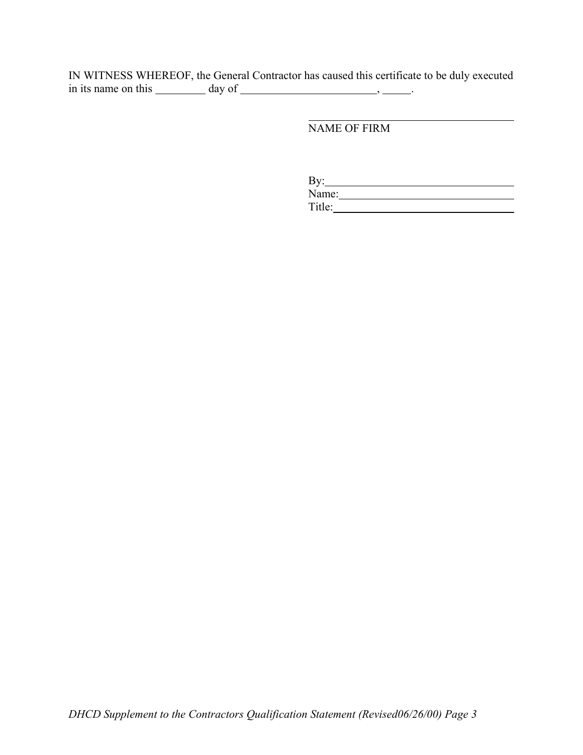IN WITNESS WHEREOF, the General Contractor has caused this certificate to be duly executed in its name on this _________ day of ________________________, _____.

\_\_\_\_\_\_\_\_\_\_\_\_\_\_\_\_\_\_\_\_\_\_\_\_\_\_\_\_\_\_\_\_\_\_\_\_
NAME OF FIRM

By:\_\_\_\_\_\_\_\_\_\_\_\_\_\_\_\_\_\_\_\_\_\_\_\_\_\_\_\_\_\_\_\_
Name:\_\_\_\_\_\_\_\_\_\_\_\_\_\_\_\_\_\_\_\_\_\_\_\_\_\_\_\_\_\_
Title:\_\_\_\_\_\_\_\_\_\_\_\_\_\_\_\_\_\_\_\_\_\_\_\_\_\_\_\_\_\_\_